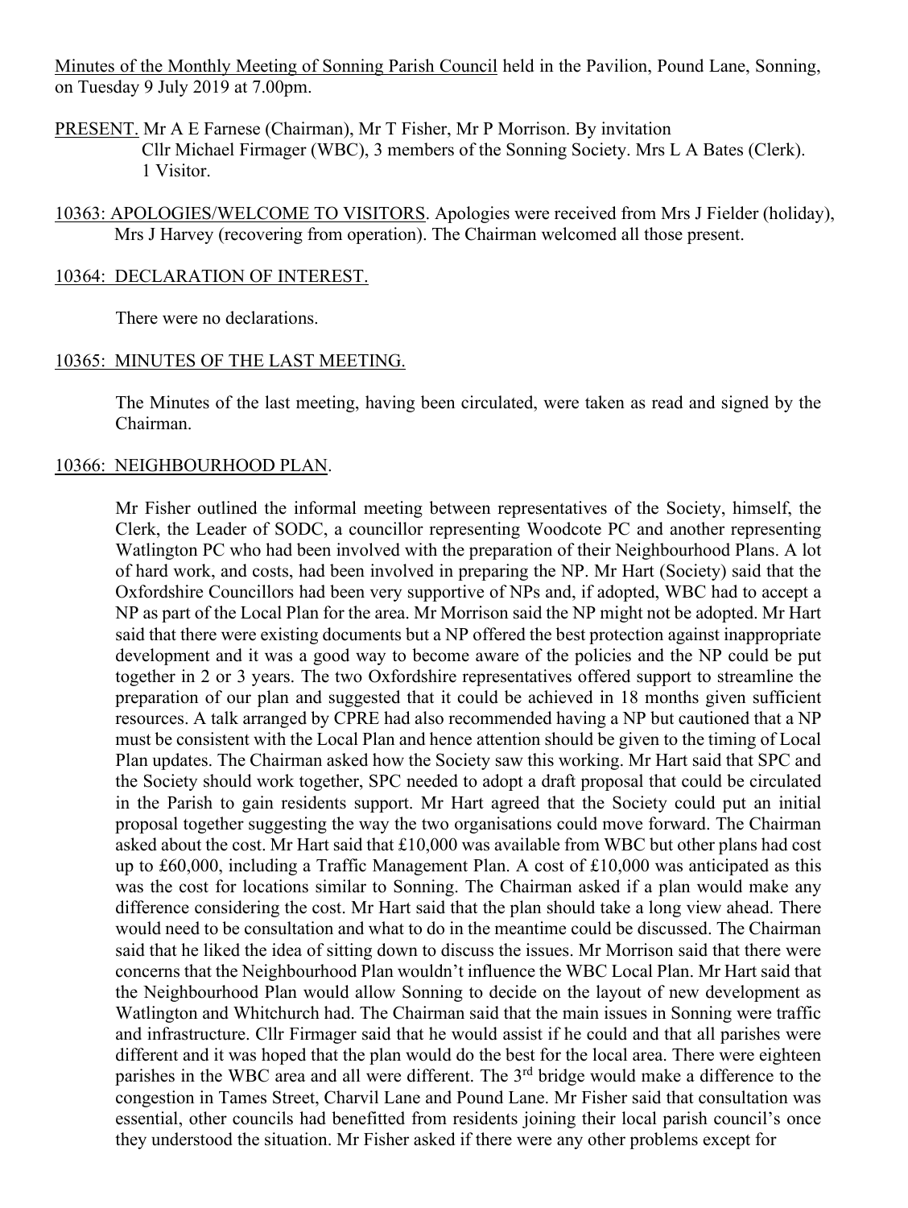Minutes of the Monthly Meeting of Sonning Parish Council held in the Pavilion, Pound Lane, Sonning, on Tuesday 9 July 2019 at 7.00pm.

PRESENT. Mr A E Farnese (Chairman), Mr T Fisher, Mr P Morrison. By invitation Cllr Michael Firmager (WBC), 3 members of the Sonning Society. Mrs L A Bates (Clerk). 1 Visitor.

10363: APOLOGIES/WELCOME TO VISITORS. Apologies were received from Mrs J Fielder (holiday), Mrs J Harvey (recovering from operation). The Chairman welcomed all those present.

10364: DECLARATION OF INTEREST.

There were no declarations.

10365: MINUTES OF THE LAST MEETING.

The Minutes of the last meeting, having been circulated, were taken as read and signed by the Chairman.

10366: NEIGHBOURHOOD PLAN.

Mr Fisher outlined the informal meeting between representatives of the Society, himself, the Clerk, the Leader of SODC, a councillor representing Woodcote PC and another representing Watlington PC who had been involved with the preparation of their Neighbourhood Plans. A lot of hard work, and costs, had been involved in preparing the NP. Mr Hart (Society) said that the Oxfordshire Councillors had been very supportive of NPs and, if adopted, WBC had to accept a NP as part of the Local Plan for the area. Mr Morrison said the NP might not be adopted. Mr Hart said that there were existing documents but a NP offered the best protection against inappropriate development and it was a good way to become aware of the policies and the NP could be put together in 2 or 3 years. The two Oxfordshire representatives offered support to streamline the preparation of our plan and suggested that it could be achieved in 18 months given sufficient resources. A talk arranged by CPRE had also recommended having a NP but cautioned that a NP must be consistent with the Local Plan and hence attention should be given to the timing of Local Plan updates. The Chairman asked how the Society saw this working. Mr Hart said that SPC and the Society should work together, SPC needed to adopt a draft proposal that could be circulated in the Parish to gain residents support. Mr Hart agreed that the Society could put an initial proposal together suggesting the way the two organisations could move forward. The Chairman asked about the cost. Mr Hart said that £10,000 was available from WBC but other plans had cost up to £60,000, including a Traffic Management Plan. A cost of £10,000 was anticipated as this was the cost for locations similar to Sonning. The Chairman asked if a plan would make any difference considering the cost. Mr Hart said that the plan should take a long view ahead. There would need to be consultation and what to do in the meantime could be discussed. The Chairman said that he liked the idea of sitting down to discuss the issues. Mr Morrison said that there were concerns that the Neighbourhood Plan wouldn't influence the WBC Local Plan. Mr Hart said that the Neighbourhood Plan would allow Sonning to decide on the layout of new development as Watlington and Whitchurch had. The Chairman said that the main issues in Sonning were traffic and infrastructure. Cllr Firmager said that he would assist if he could and that all parishes were different and it was hoped that the plan would do the best for the local area. There were eighteen parishes in the WBC area and all were different. The 3rd bridge would make a difference to the congestion in Tames Street, Charvil Lane and Pound Lane. Mr Fisher said that consultation was essential, other councils had benefitted from residents joining their local parish council's once they understood the situation. Mr Fisher asked if there were any other problems except for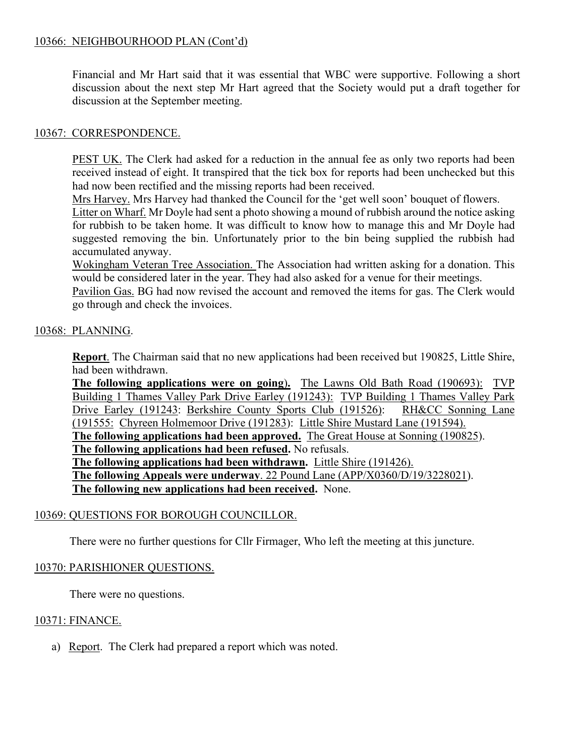10366: NEIGHBOURHOOD PLAN (Cont'd)

Financial and Mr Hart said that it was essential that WBC were supportive. Following a short discussion about the next step Mr Hart agreed that the Society would put a draft together for discussion at the September meeting.

10367: CORRESPONDENCE.

PEST UK. The Clerk had asked for a reduction in the annual fee as only two reports had been received instead of eight. It transpired that the tick box for reports had been unchecked but this had now been rectified and the missing reports had been received.
Mrs Harvey. Mrs Harvey had thanked the Council for the 'get well soon' bouquet of flowers.
Litter on Wharf. Mr Doyle had sent a photo showing a mound of rubbish around the notice asking for rubbish to be taken home. It was difficult to know how to manage this and Mr Doyle had suggested removing the bin. Unfortunately prior to the bin being supplied the rubbish had accumulated anyway.
Wokingham Veteran Tree Association. The Association had written asking for a donation. This would be considered later in the year. They had also asked for a venue for their meetings.
Pavilion Gas. BG had now revised the account and removed the items for gas. The Clerk would go through and check the invoices.

10368: PLANNING.

**Report**. The Chairman said that no new applications had been received but 190825, Little Shire, had been withdrawn.
**The following applications were on going**). The Lawns Old Bath Road (190693): TVP Building 1 Thames Valley Park Drive Earley (191243): TVP Building 1 Thames Valley Park Drive Earley (191243: Berkshire County Sports Club (191526): RH&CC Sonning Lane (191555: Chyreen Holmemoor Drive (191283): Little Shire Mustard Lane (191594).
**The following applications had been approved.** The Great House at Sonning (190825).
**The following applications had been refused.** No refusals.
**The following applications had been withdrawn.** Little Shire (191426).
**The following Appeals were underway**. 22 Pound Lane (APP/X0360/D/19/3228021).
**The following new applications had been received.** None.

10369: QUESTIONS FOR BOROUGH COUNCILLOR.

There were no further questions for Cllr Firmager, Who left the meeting at this juncture.

10370: PARISHIONER QUESTIONS.

There were no questions.

10371: FINANCE.

a) Report. The Clerk had prepared a report which was noted.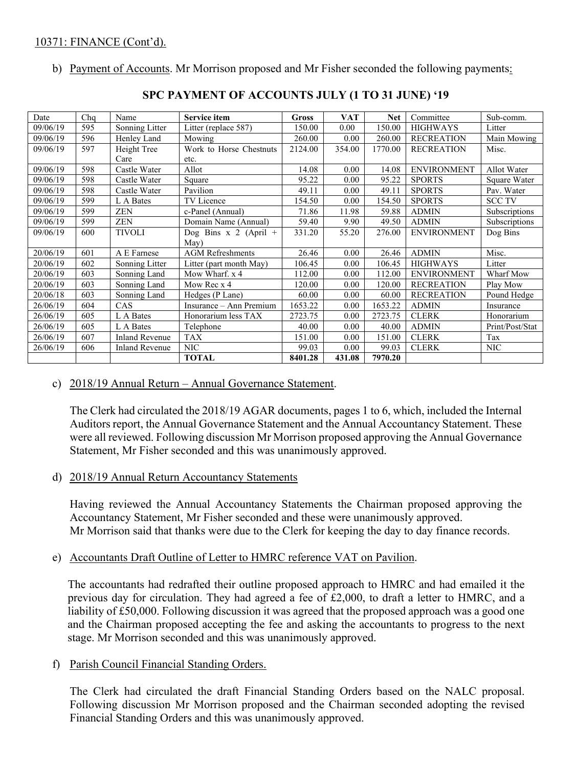10371: FINANCE (Cont'd).

b) Payment of Accounts. Mr Morrison proposed and Mr Fisher seconded the following payments:

**SPC PAYMENT OF ACCOUNTS JULY (1 TO 31 JUNE) '19**

| Date | Chq | Name | Service item | Gross | VAT | Net | Committee | Sub-comm. |
|---|---|---|---|---|---|---|---|---|
| 09/06/19 | 595 | Sonning Litter | Litter (replace 587) | 150.00 | 0.00 | 150.00 | HIGHWAYS | Litter |
| 09/06/19 | 596 | Henley Land | Mowing | 260.00 | 0.00 | 260.00 | RECREATION | Main Mowing |
| 09/06/19 | 597 | Height Tree Care | Work to Horse Chestnuts etc. | 2124.00 | 354.00 | 1770.00 | RECREATION | Misc. |
| 09/06/19 | 598 | Castle Water | Allot | 14.08 | 0.00 | 14.08 | ENVIRONMENT | Allot Water |
| 09/06/19 | 598 | Castle Water | Square | 95.22 | 0.00 | 95.22 | SPORTS | Square Water |
| 09/06/19 | 598 | Castle Water | Pavilion | 49.11 | 0.00 | 49.11 | SPORTS | Pav. Water |
| 09/06/19 | 599 | L A Bates | TV Licence | 154.50 | 0.00 | 154.50 | SPORTS | SCC TV |
| 09/06/19 | 599 | ZEN | c-Panel (Annual) | 71.86 | 11.98 | 59.88 | ADMIN | Subscriptions |
| 09/06/19 | 599 | ZEN | Domain Name (Annual) | 59.40 | 9.90 | 49.50 | ADMIN | Subscriptions |
| 09/06/19 | 600 | TIVOLI | Dog Bins x 2 (April + May) | 331.20 | 55.20 | 276.00 | ENVIRONMENT | Dog Bins |
| 20/06/19 | 601 | A E Farnese | AGM Refreshments | 26.46 | 0.00 | 26.46 | ADMIN | Misc. |
| 20/06/19 | 602 | Sonning Litter | Litter (part month May) | 106.45 | 0.00 | 106.45 | HIGHWAYS | Litter |
| 20/06/19 | 603 | Sonning Land | Mow Wharf. x 4 | 112.00 | 0.00 | 112.00 | ENVIRONMENT | Wharf Mow |
| 20/06/19 | 603 | Sonning Land | Mow Rec x 4 | 120.00 | 0.00 | 120.00 | RECREATION | Play Mow |
| 20/06/18 | 603 | Sonning Land | Hedges (P Lane) | 60.00 | 0.00 | 60.00 | RECREATION | Pound Hedge |
| 26/06/19 | 604 | CAS | Insurance – Ann Premium | 1653.22 | 0.00 | 1653.22 | ADMIN | Insurance |
| 26/06/19 | 605 | L A Bates | Honorarium less TAX | 2723.75 | 0.00 | 2723.75 | CLERK | Honorarium |
| 26/06/19 | 605 | L A Bates | Telephone | 40.00 | 0.00 | 40.00 | ADMIN | Print/Post/Stat |
| 26/06/19 | 607 | Inland Revenue | TAX | 151.00 | 0.00 | 151.00 | CLERK | Tax |
| 26/06/19 | 606 | Inland Revenue | NIC | 99.03 | 0.00 | 99.03 | CLERK | NIC |
| | | | **TOTAL** | **8401.28** | **431.08** | **7970.20** | | |

c) 2018/19 Annual Return – Annual Governance Statement.

The Clerk had circulated the 2018/19 AGAR documents, pages 1 to 6, which, included the Internal Auditors report, the Annual Governance Statement and the Annual Accountancy Statement. These were all reviewed. Following discussion Mr Morrison proposed approving the Annual Governance Statement, Mr Fisher seconded and this was unanimously approved.

d) 2018/19 Annual Return Accountancy Statements

Having reviewed the Annual Accountancy Statements the Chairman proposed approving the Accountancy Statement, Mr Fisher seconded and these were unanimously approved.
Mr Morrison said that thanks were due to the Clerk for keeping the day to day finance records.

e) Accountants Draft Outline of Letter to HMRC reference VAT on Pavilion.

The accountants had redrafted their outline proposed approach to HMRC and had emailed it the previous day for circulation. They had agreed a fee of £2,000, to draft a letter to HMRC, and a liability of £50,000. Following discussion it was agreed that the proposed approach was a good one and the Chairman proposed accepting the fee and asking the accountants to progress to the next stage. Mr Morrison seconded and this was unanimously approved.

f) Parish Council Financial Standing Orders.

The Clerk had circulated the draft Financial Standing Orders based on the NALC proposal. Following discussion Mr Morrison proposed and the Chairman seconded adopting the revised Financial Standing Orders and this was unanimously approved.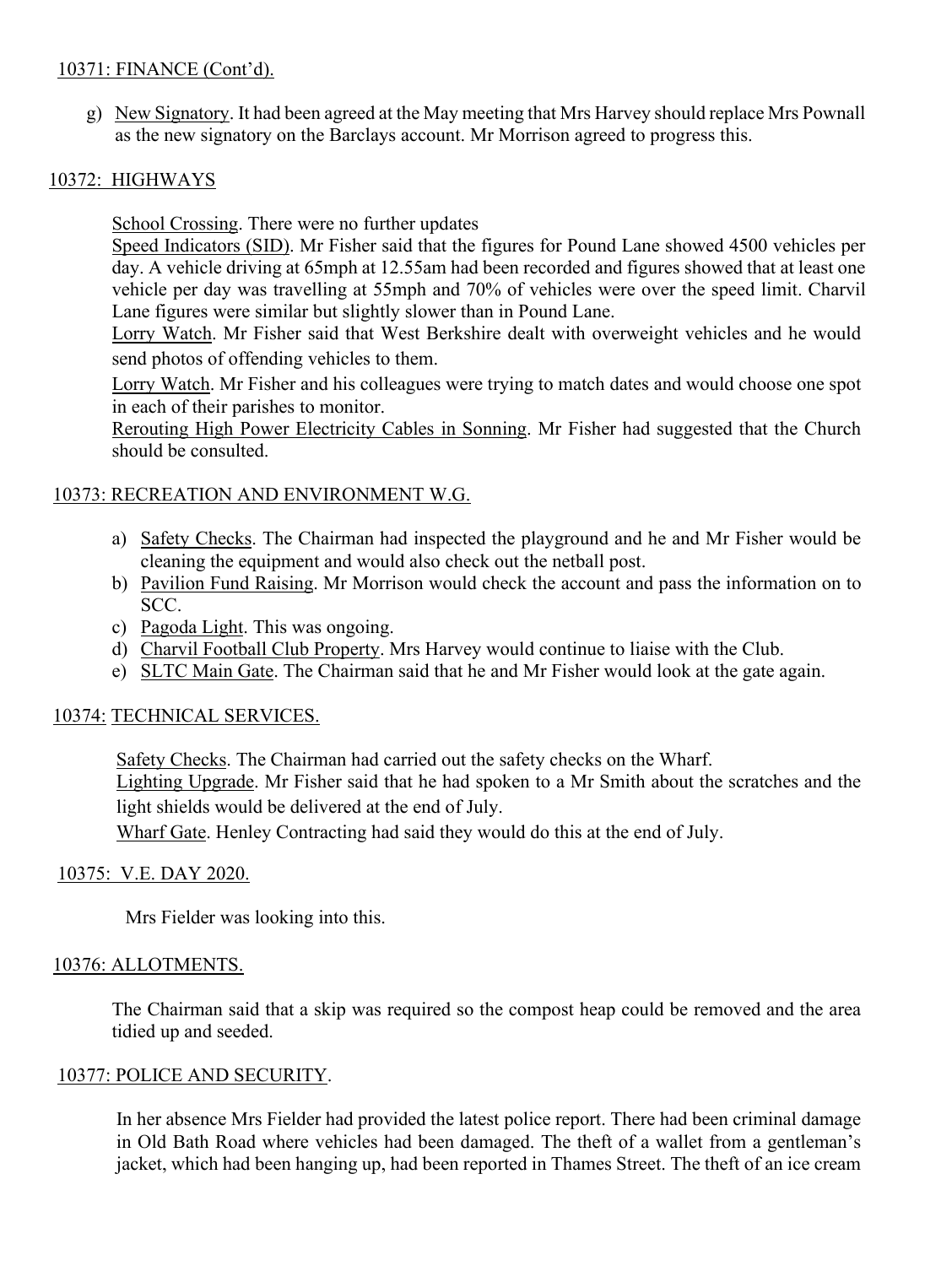## 10371: FINANCE (Cont'd).

g) New Signatory. It had been agreed at the May meeting that Mrs Harvey should replace Mrs Pownall as the new signatory on the Barclays account. Mr Morrison agreed to progress this.

## 10372: HIGHWAYS

School Crossing. There were no further updates

Speed Indicators (SID). Mr Fisher said that the figures for Pound Lane showed 4500 vehicles per day. A vehicle driving at 65mph at 12.55am had been recorded and figures showed that at least one vehicle per day was travelling at 55mph and 70% of vehicles were over the speed limit. Charvil Lane figures were similar but slightly slower than in Pound Lane.

Lorry Watch. Mr Fisher said that West Berkshire dealt with overweight vehicles and he would send photos of offending vehicles to them.

Lorry Watch. Mr Fisher and his colleagues were trying to match dates and would choose one spot in each of their parishes to monitor.

Rerouting High Power Electricity Cables in Sonning. Mr Fisher had suggested that the Church should be consulted.

## 10373: RECREATION AND ENVIRONMENT W.G.

a) Safety Checks. The Chairman had inspected the playground and he and Mr Fisher would be cleaning the equipment and would also check out the netball post.
b) Pavilion Fund Raising. Mr Morrison would check the account and pass the information on to SCC.
c) Pagoda Light. This was ongoing.
d) Charvil Football Club Property. Mrs Harvey would continue to liaise with the Club.
e) SLTC Main Gate. The Chairman said that he and Mr Fisher would look at the gate again.

## 10374: TECHNICAL SERVICES.

Safety Checks. The Chairman had carried out the safety checks on the Wharf.

Lighting Upgrade. Mr Fisher said that he had spoken to a Mr Smith about the scratches and the light shields would be delivered at the end of July.

Wharf Gate. Henley Contracting had said they would do this at the end of July.

## 10375: V.E. DAY 2020.

Mrs Fielder was looking into this.

## 10376: ALLOTMENTS.

The Chairman said that a skip was required so the compost heap could be removed and the area tidied up and seeded.

## 10377: POLICE AND SECURITY.

In her absence Mrs Fielder had provided the latest police report. There had been criminal damage in Old Bath Road where vehicles had been damaged. The theft of a wallet from a gentleman's jacket, which had been hanging up, had been reported in Thames Street. The theft of an ice cream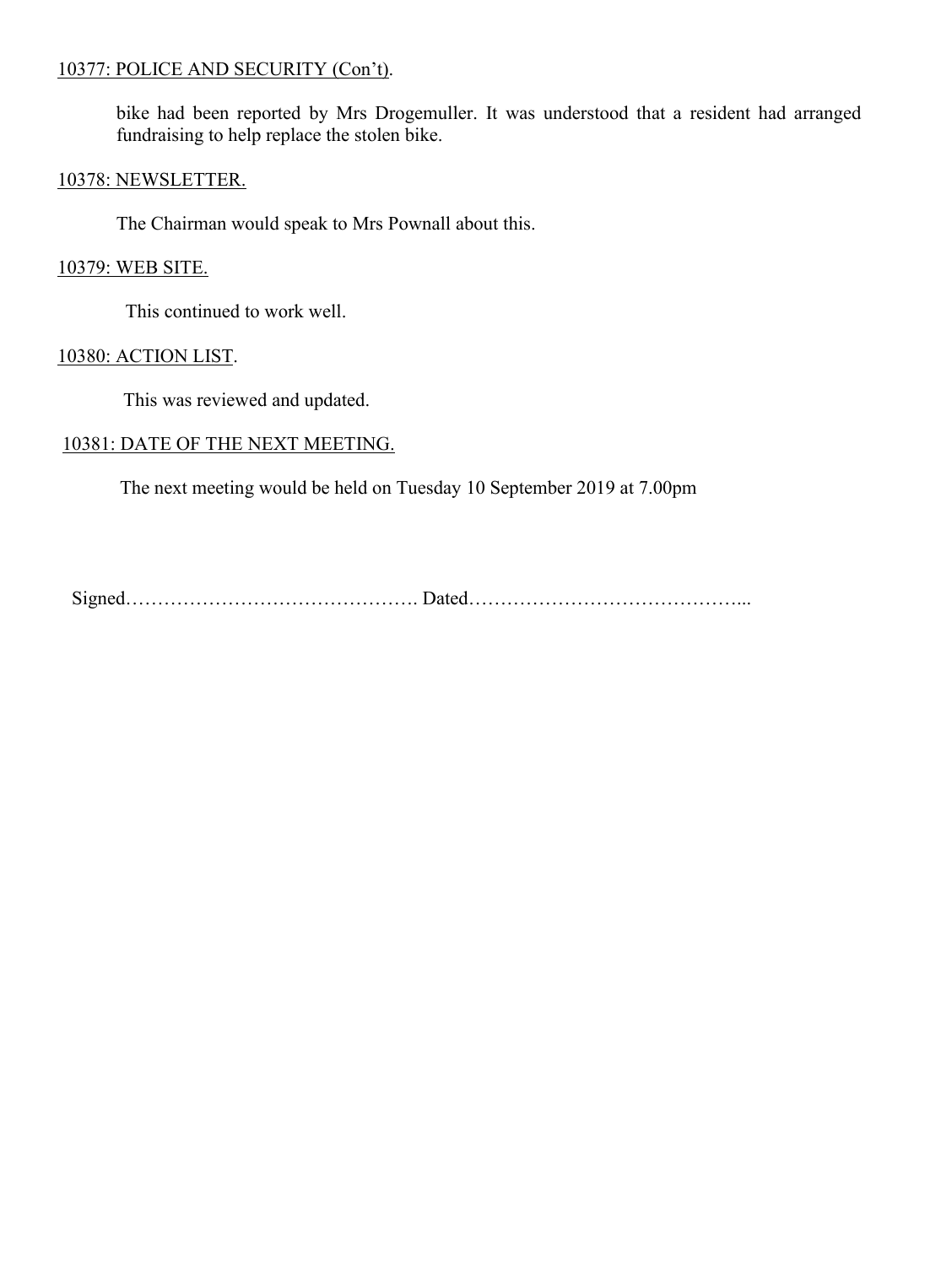10377: POLICE AND SECURITY (Con't).

bike had been reported by Mrs Drogemuller. It was understood that a resident had arranged fundraising to help replace the stolen bike.

10378: NEWSLETTER.

The Chairman would speak to Mrs Pownall about this.

10379: WEB SITE.

This continued to work well.

10380: ACTION LIST.

This was reviewed and updated.

10381: DATE OF THE NEXT MEETING.

The next meeting would be held on Tuesday 10 September 2019 at 7.00pm

Signed………………………………………. Dated……………………………………...